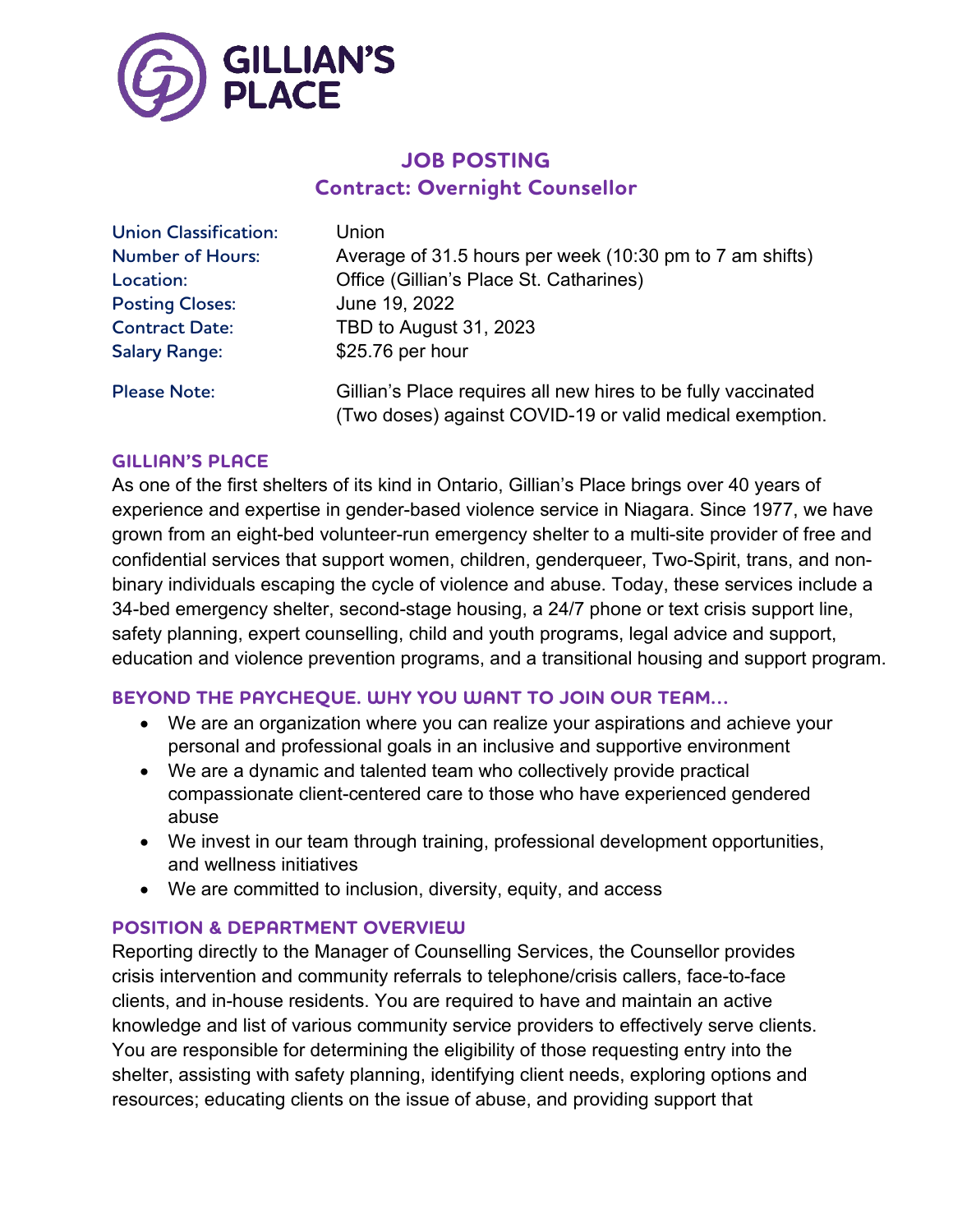# GILLIAN'S PLACE

## JOB POSTING
## Contract: Overnight Counsellor

| | |
|---|---|
| Union Classification: | Union |
| Number of Hours: | Average of 31.5 hours per week (10:30 pm to 7 am shifts) |
| Location: | Office (Gillian's Place St. Catharines) |
| Posting Closes: | June 19, 2022 |
| Contract Date: | TBD to August 31, 2023 |
| Salary Range: | $25.76 per hour |
| Please Note: | Gillian's Place requires all new hires to be fully vaccinated (Two doses) against COVID-19 or valid medical exemption. |

### GILLIAN'S PLACE

As one of the first shelters of its kind in Ontario, Gillian's Place brings over 40 years of experience and expertise in gender-based violence service in Niagara. Since 1977, we have grown from an eight-bed volunteer-run emergency shelter to a multi-site provider of free and confidential services that support women, children, genderqueer, Two-Spirit, trans, and non-binary individuals escaping the cycle of violence and abuse. Today, these services include a 34-bed emergency shelter, second-stage housing, a 24/7 phone or text crisis support line, safety planning, expert counselling, child and youth programs, legal advice and support, education and violence prevention programs, and a transitional housing and support program.

### BEYOND THE PAYCHEQUE. WHY YOU WANT TO JOIN OUR TEAM…

- We are an organization where you can realize your aspirations and achieve your personal and professional goals in an inclusive and supportive environment
- We are a dynamic and talented team who collectively provide practical compassionate client-centered care to those who have experienced gendered abuse
- We invest in our team through training, professional development opportunities, and wellness initiatives
- We are committed to inclusion, diversity, equity, and access

### POSITION & DEPARTMENT OVERVIEW

Reporting directly to the Manager of Counselling Services, the Counsellor provides crisis intervention and community referrals to telephone/crisis callers, face-to-face clients, and in-house residents. You are required to have and maintain an active knowledge and list of various community service providers to effectively serve clients. You are responsible for determining the eligibility of those requesting entry into the shelter, assisting with safety planning, identifying client needs, exploring options and resources; educating clients on the issue of abuse, and providing support that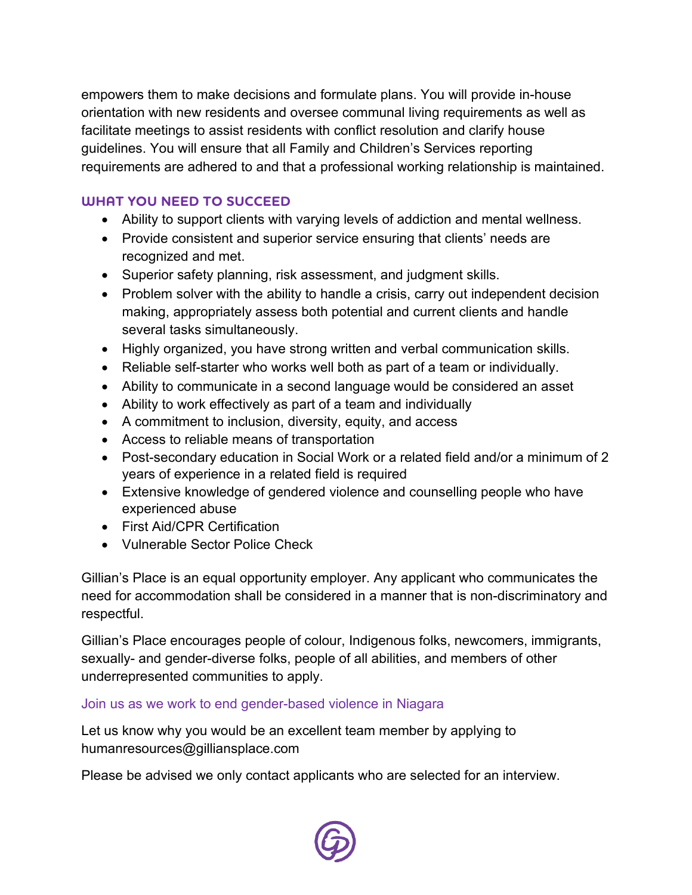empowers them to make decisions and formulate plans. You will provide in-house orientation with new residents and oversee communal living requirements as well as facilitate meetings to assist residents with conflict resolution and clarify house guidelines. You will ensure that all Family and Children's Services reporting requirements are adhered to and that a professional working relationship is maintained.

## WHAT YOU NEED TO SUCCEED

- Ability to support clients with varying levels of addiction and mental wellness.
- Provide consistent and superior service ensuring that clients' needs are recognized and met.
- Superior safety planning, risk assessment, and judgment skills.
- Problem solver with the ability to handle a crisis, carry out independent decision making, appropriately assess both potential and current clients and handle several tasks simultaneously.
- Highly organized, you have strong written and verbal communication skills.
- Reliable self-starter who works well both as part of a team or individually.
- Ability to communicate in a second language would be considered an asset
- Ability to work effectively as part of a team and individually
- A commitment to inclusion, diversity, equity, and access
- Access to reliable means of transportation
- Post-secondary education in Social Work or a related field and/or a minimum of 2 years of experience in a related field is required
- Extensive knowledge of gendered violence and counselling people who have experienced abuse
- First Aid/CPR Certification
- Vulnerable Sector Police Check

Gillian's Place is an equal opportunity employer. Any applicant who communicates the need for accommodation shall be considered in a manner that is non-discriminatory and respectful.

Gillian's Place encourages people of colour, Indigenous folks, newcomers, immigrants, sexually- and gender-diverse folks, people of all abilities, and members of other underrepresented communities to apply.

Join us as we work to end gender-based violence in Niagara

Let us know why you would be an excellent team member by applying to humanresources@gilliansplace.com

Please be advised we only contact applicants who are selected for an interview.